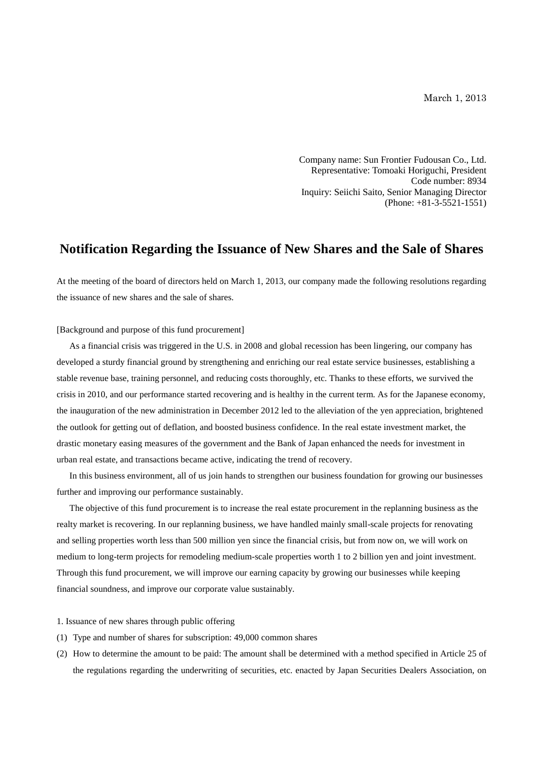March 1, 2013

Company name: Sun Frontier Fudousan Co., Ltd.
Representative: Tomoaki Horiguchi, President
Code number: 8934
Inquiry: Seiichi Saito, Senior Managing Director
(Phone: +81-3-5521-1551)

# Notification Regarding the Issuance of New Shares and the Sale of Shares

At the meeting of the board of directors held on March 1, 2013, our company made the following resolutions regarding the issuance of new shares and the sale of shares.

[Background and purpose of this fund procurement]

As a financial crisis was triggered in the U.S. in 2008 and global recession has been lingering, our company has developed a sturdy financial ground by strengthening and enriching our real estate service businesses, establishing a stable revenue base, training personnel, and reducing costs thoroughly, etc. Thanks to these efforts, we survived the crisis in 2010, and our performance started recovering and is healthy in the current term. As for the Japanese economy, the inauguration of the new administration in December 2012 led to the alleviation of the yen appreciation, brightened the outlook for getting out of deflation, and boosted business confidence. In the real estate investment market, the drastic monetary easing measures of the government and the Bank of Japan enhanced the needs for investment in urban real estate, and transactions became active, indicating the trend of recovery.

In this business environment, all of us join hands to strengthen our business foundation for growing our businesses further and improving our performance sustainably.

The objective of this fund procurement is to increase the real estate procurement in the replanning business as the realty market is recovering. In our replanning business, we have handled mainly small-scale projects for renovating and selling properties worth less than 500 million yen since the financial crisis, but from now on, we will work on medium to long-term projects for remodeling medium-scale properties worth 1 to 2 billion yen and joint investment. Through this fund procurement, we will improve our earning capacity by growing our businesses while keeping financial soundness, and improve our corporate value sustainably.

1. Issuance of new shares through public offering

(1) Type and number of shares for subscription: 49,000 common shares

(2) How to determine the amount to be paid: The amount shall be determined with a method specified in Article 25 of the regulations regarding the underwriting of securities, etc. enacted by Japan Securities Dealers Association, on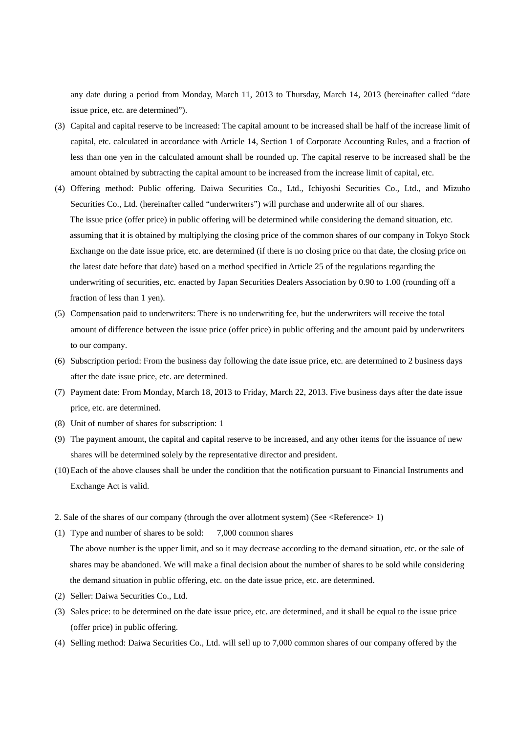any date during a period from Monday, March 11, 2013 to Thursday, March 14, 2013 (hereinafter called "date issue price, etc. are determined").

(3) Capital and capital reserve to be increased: The capital amount to be increased shall be half of the increase limit of capital, etc. calculated in accordance with Article 14, Section 1 of Corporate Accounting Rules, and a fraction of less than one yen in the calculated amount shall be rounded up. The capital reserve to be increased shall be the amount obtained by subtracting the capital amount to be increased from the increase limit of capital, etc.

(4) Offering method: Public offering. Daiwa Securities Co., Ltd., Ichiyoshi Securities Co., Ltd., and Mizuho Securities Co., Ltd. (hereinafter called "underwriters") will purchase and underwrite all of our shares.
The issue price (offer price) in public offering will be determined while considering the demand situation, etc. assuming that it is obtained by multiplying the closing price of the common shares of our company in Tokyo Stock Exchange on the date issue price, etc. are determined (if there is no closing price on that date, the closing price on the latest date before that date) based on a method specified in Article 25 of the regulations regarding the underwriting of securities, etc. enacted by Japan Securities Dealers Association by 0.90 to 1.00 (rounding off a fraction of less than 1 yen).

(5) Compensation paid to underwriters: There is no underwriting fee, but the underwriters will receive the total amount of difference between the issue price (offer price) in public offering and the amount paid by underwriters to our company.

(6) Subscription period: From the business day following the date issue price, etc. are determined to 2 business days after the date issue price, etc. are determined.

(7) Payment date: From Monday, March 18, 2013 to Friday, March 22, 2013. Five business days after the date issue price, etc. are determined.

(8) Unit of number of shares for subscription: 1

(9) The payment amount, the capital and capital reserve to be increased, and any other items for the issuance of new shares will be determined solely by the representative director and president.

(10) Each of the above clauses shall be under the condition that the notification pursuant to Financial Instruments and Exchange Act is valid.

2. Sale of the shares of our company (through the over allotment system) (See <Reference> 1)

(1) Type and number of shares to be sold: 7,000 common shares
The above number is the upper limit, and so it may decrease according to the demand situation, etc. or the sale of shares may be abandoned. We will make a final decision about the number of shares to be sold while considering the demand situation in public offering, etc. on the date issue price, etc. are determined.

(2) Seller: Daiwa Securities Co., Ltd.

(3) Sales price: to be determined on the date issue price, etc. are determined, and it shall be equal to the issue price (offer price) in public offering.

(4) Selling method: Daiwa Securities Co., Ltd. will sell up to 7,000 common shares of our company offered by the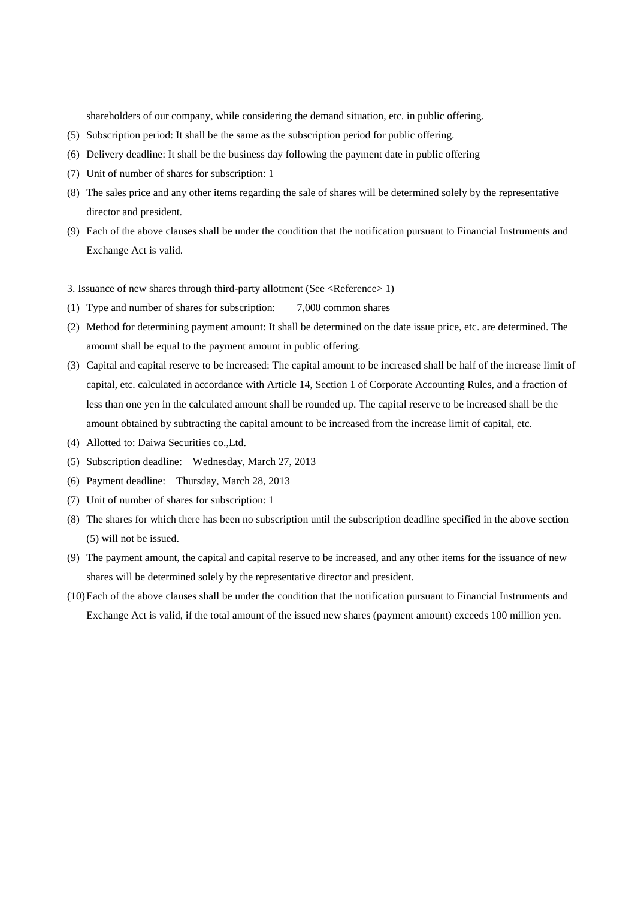shareholders of our company, while considering the demand situation, etc. in public offering.

(5) Subscription period: It shall be the same as the subscription period for public offering.

(6) Delivery deadline: It shall be the business day following the payment date in public offering

(7) Unit of number of shares for subscription: 1

(8) The sales price and any other items regarding the sale of shares will be determined solely by the representative director and president.

(9) Each of the above clauses shall be under the condition that the notification pursuant to Financial Instruments and Exchange Act is valid.

3. Issuance of new shares through third-party allotment (See <Reference> 1)

(1) Type and number of shares for subscription: 7,000 common shares

(2) Method for determining payment amount: It shall be determined on the date issue price, etc. are determined. The amount shall be equal to the payment amount in public offering.

(3) Capital and capital reserve to be increased: The capital amount to be increased shall be half of the increase limit of capital, etc. calculated in accordance with Article 14, Section 1 of Corporate Accounting Rules, and a fraction of less than one yen in the calculated amount shall be rounded up. The capital reserve to be increased shall be the amount obtained by subtracting the capital amount to be increased from the increase limit of capital, etc.

(4) Allotted to: Daiwa Securities co.,Ltd.

(5) Subscription deadline: Wednesday, March 27, 2013

(6) Payment deadline: Thursday, March 28, 2013

(7) Unit of number of shares for subscription: 1

(8) The shares for which there has been no subscription until the subscription deadline specified in the above section (5) will not be issued.

(9) The payment amount, the capital and capital reserve to be increased, and any other items for the issuance of new shares will be determined solely by the representative director and president.

(10) Each of the above clauses shall be under the condition that the notification pursuant to Financial Instruments and Exchange Act is valid, if the total amount of the issued new shares (payment amount) exceeds 100 million yen.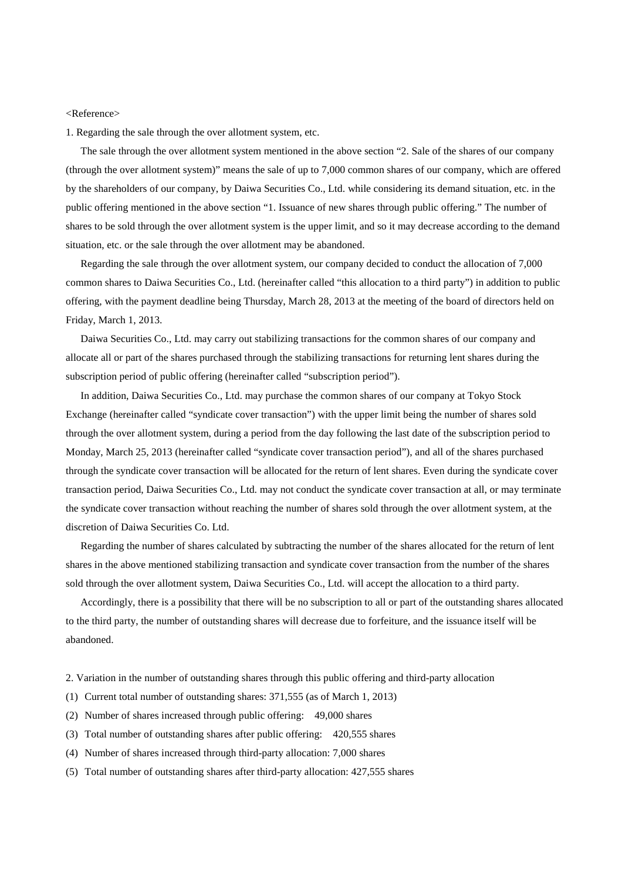<Reference>

1. Regarding the sale through the over allotment system, etc.

The sale through the over allotment system mentioned in the above section "2. Sale of the shares of our company (through the over allotment system)" means the sale of up to 7,000 common shares of our company, which are offered by the shareholders of our company, by Daiwa Securities Co., Ltd. while considering its demand situation, etc. in the public offering mentioned in the above section "1. Issuance of new shares through public offering." The number of shares to be sold through the over allotment system is the upper limit, and so it may decrease according to the demand situation, etc. or the sale through the over allotment may be abandoned.

Regarding the sale through the over allotment system, our company decided to conduct the allocation of 7,000 common shares to Daiwa Securities Co., Ltd. (hereinafter called "this allocation to a third party") in addition to public offering, with the payment deadline being Thursday, March 28, 2013 at the meeting of the board of directors held on Friday, March 1, 2013.

Daiwa Securities Co., Ltd. may carry out stabilizing transactions for the common shares of our company and allocate all or part of the shares purchased through the stabilizing transactions for returning lent shares during the subscription period of public offering (hereinafter called "subscription period").

In addition, Daiwa Securities Co., Ltd. may purchase the common shares of our company at Tokyo Stock Exchange (hereinafter called "syndicate cover transaction") with the upper limit being the number of shares sold through the over allotment system, during a period from the day following the last date of the subscription period to Monday, March 25, 2013 (hereinafter called "syndicate cover transaction period"), and all of the shares purchased through the syndicate cover transaction will be allocated for the return of lent shares. Even during the syndicate cover transaction period, Daiwa Securities Co., Ltd. may not conduct the syndicate cover transaction at all, or may terminate the syndicate cover transaction without reaching the number of shares sold through the over allotment system, at the discretion of Daiwa Securities Co. Ltd.

Regarding the number of shares calculated by subtracting the number of the shares allocated for the return of lent shares in the above mentioned stabilizing transaction and syndicate cover transaction from the number of the shares sold through the over allotment system, Daiwa Securities Co., Ltd. will accept the allocation to a third party.

Accordingly, there is a possibility that there will be no subscription to all or part of the outstanding shares allocated to the third party, the number of outstanding shares will decrease due to forfeiture, and the issuance itself will be abandoned.

2. Variation in the number of outstanding shares through this public offering and third-party allocation

(1) Current total number of outstanding shares: 371,555 (as of March 1, 2013)

(2) Number of shares increased through public offering: 49,000 shares

(3) Total number of outstanding shares after public offering: 420,555 shares

(4) Number of shares increased through third-party allocation: 7,000 shares

(5) Total number of outstanding shares after third-party allocation: 427,555 shares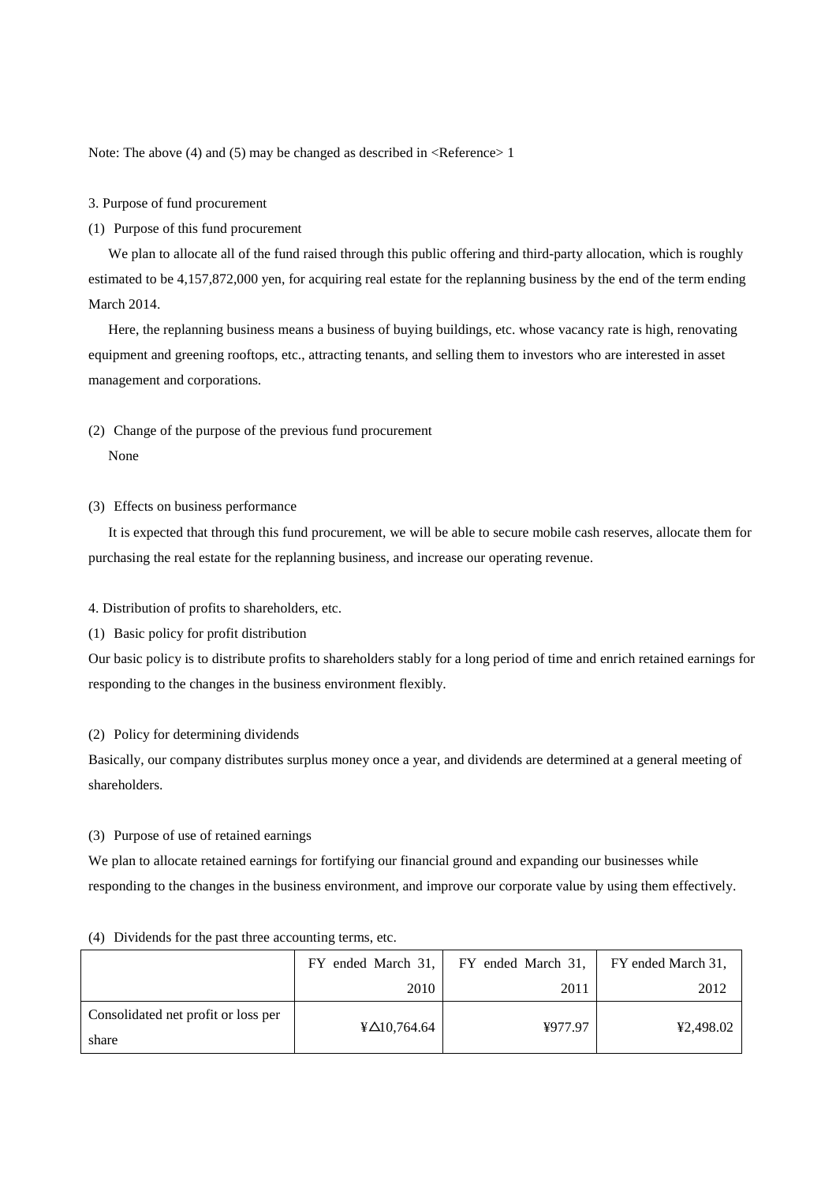Note: The above (4) and (5) may be changed as described in <Reference> 1

3. Purpose of fund procurement

(1) Purpose of this fund procurement

We plan to allocate all of the fund raised through this public offering and third-party allocation, which is roughly estimated to be 4,157,872,000 yen, for acquiring real estate for the replanning business by the end of the term ending March 2014.

Here, the replanning business means a business of buying buildings, etc. whose vacancy rate is high, renovating equipment and greening rooftops, etc., attracting tenants, and selling them to investors who are interested in asset management and corporations.

(2) Change of the purpose of the previous fund procurement

None

(3) Effects on business performance

It is expected that through this fund procurement, we will be able to secure mobile cash reserves, allocate them for purchasing the real estate for the replanning business, and increase our operating revenue.

4. Distribution of profits to shareholders, etc.

(1) Basic policy for profit distribution

Our basic policy is to distribute profits to shareholders stably for a long period of time and enrich retained earnings for responding to the changes in the business environment flexibly.

(2) Policy for determining dividends

Basically, our company distributes surplus money once a year, and dividends are determined at a general meeting of shareholders.

(3) Purpose of use of retained earnings

We plan to allocate retained earnings for fortifying our financial ground and expanding our businesses while responding to the changes in the business environment, and improve our corporate value by using them effectively.

(4) Dividends for the past three accounting terms, etc.

| | FY ended March 31, 2010 | FY ended March 31, 2011 | FY ended March 31, 2012 |
|---|---|---|---|
| Consolidated net profit or loss per share | ¥△10,764.64 | ¥977.97 | ¥2,498.02 |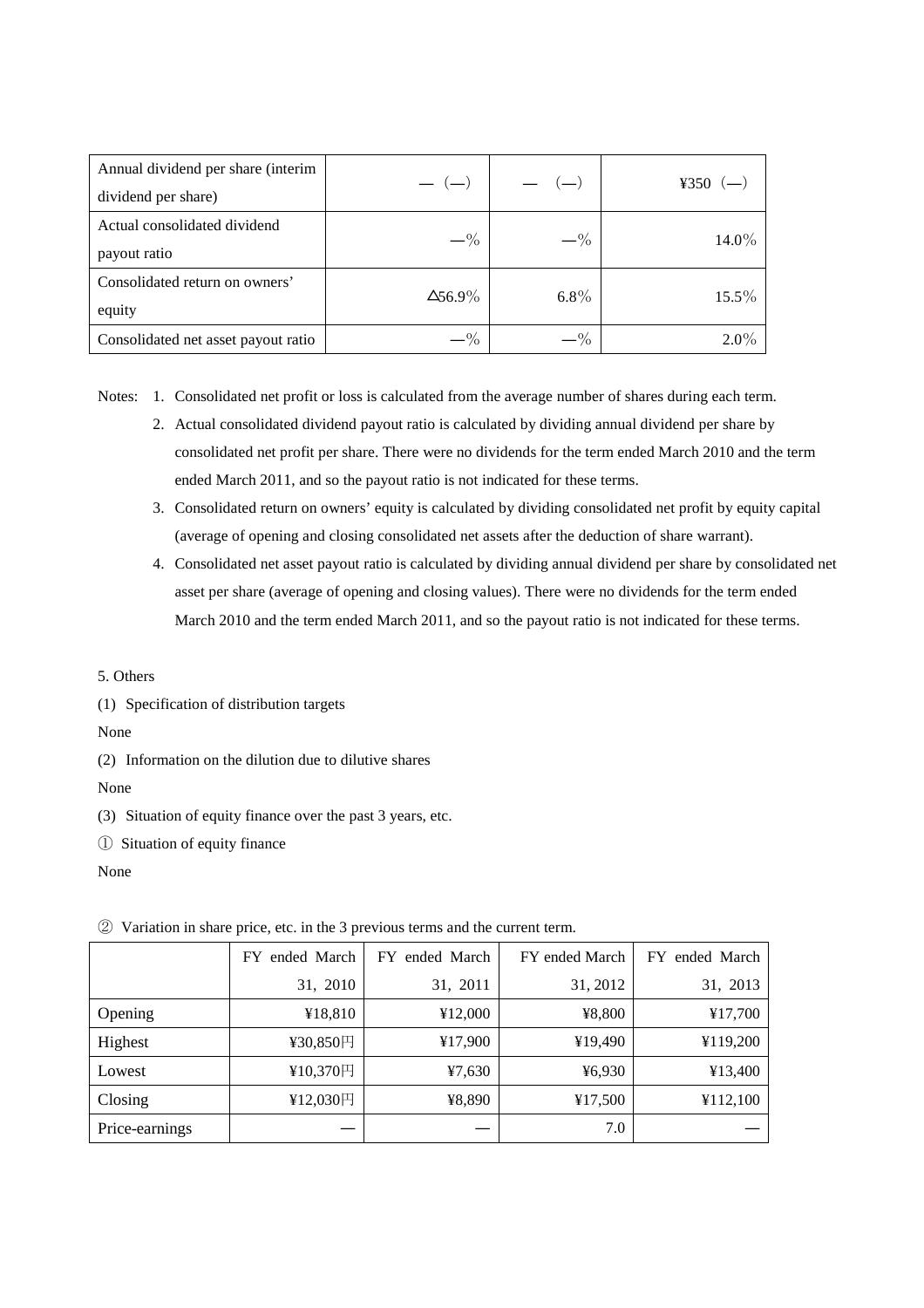| Annual dividend per share (interim dividend per share) | — (—) | — (—) | ¥350 (—) |
| --- | --- | --- | --- |
| Actual consolidated dividend payout ratio | —% | —% | 14.0% |
| Consolidated return on owners' equity | △56.9% | 6.8% | 15.5% |
| Consolidated net asset payout ratio | —% | —% | 2.0% |

Notes: 1. Consolidated net profit or loss is calculated from the average number of shares during each term.

2. Actual consolidated dividend payout ratio is calculated by dividing annual dividend per share by consolidated net profit per share. There were no dividends for the term ended March 2010 and the term ended March 2011, and so the payout ratio is not indicated for these terms.

3. Consolidated return on owners' equity is calculated by dividing consolidated net profit by equity capital (average of opening and closing consolidated net assets after the deduction of share warrant).

4. Consolidated net asset payout ratio is calculated by dividing annual dividend per share by consolidated net asset per share (average of opening and closing values). There were no dividends for the term ended March 2010 and the term ended March 2011, and so the payout ratio is not indicated for these terms.

5. Others

(1) Specification of distribution targets

None

(2) Information on the dilution due to dilutive shares

None

(3) Situation of equity finance over the past 3 years, etc.

① Situation of equity finance

None

② Variation in share price, etc. in the 3 previous terms and the current term.

| | FY ended March 31, 2010 | FY ended March 31, 2011 | FY ended March 31, 2012 | FY ended March 31, 2013 |
| --- | --- | --- | --- | --- |
| Opening | ¥18,810 | ¥12,000 | ¥8,800 | ¥17,700 |
| Highest | ¥30,850円 | ¥17,900 | ¥19,490 | ¥119,200 |
| Lowest | ¥10,370円 | ¥7,630 | ¥6,930 | ¥13,400 |
| Closing | ¥12,030円 | ¥8,890 | ¥17,500 | ¥112,100 |
| Price-earnings | — | — | 7.0 | — |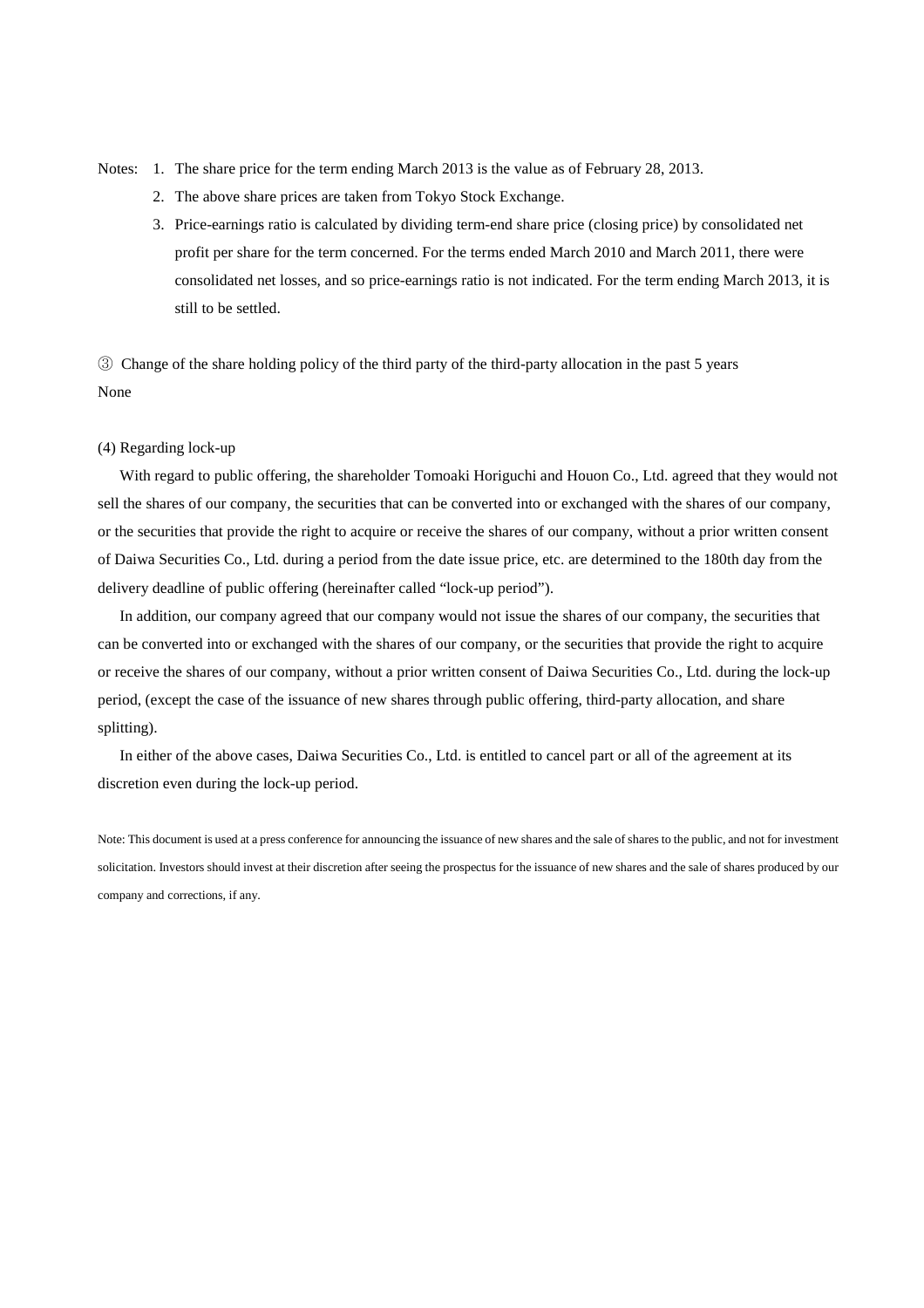Notes: 1. The share price for the term ending March 2013 is the value as of February 28, 2013.

2. The above share prices are taken from Tokyo Stock Exchange.

3. Price-earnings ratio is calculated by dividing term-end share price (closing price) by consolidated net profit per share for the term concerned. For the terms ended March 2010 and March 2011, there were consolidated net losses, and so price-earnings ratio is not indicated. For the term ending March 2013, it is still to be settled.

③ Change of the share holding policy of the third party of the third-party allocation in the past 5 years

None

(4) Regarding lock-up

With regard to public offering, the shareholder Tomoaki Horiguchi and Houon Co., Ltd. agreed that they would not sell the shares of our company, the securities that can be converted into or exchanged with the shares of our company, or the securities that provide the right to acquire or receive the shares of our company, without a prior written consent of Daiwa Securities Co., Ltd. during a period from the date issue price, etc. are determined to the 180th day from the delivery deadline of public offering (hereinafter called "lock-up period").

In addition, our company agreed that our company would not issue the shares of our company, the securities that can be converted into or exchanged with the shares of our company, or the securities that provide the right to acquire or receive the shares of our company, without a prior written consent of Daiwa Securities Co., Ltd. during the lock-up period, (except the case of the issuance of new shares through public offering, third-party allocation, and share splitting).

In either of the above cases, Daiwa Securities Co., Ltd. is entitled to cancel part or all of the agreement at its discretion even during the lock-up period.

Note: This document is used at a press conference for announcing the issuance of new shares and the sale of shares to the public, and not for investment solicitation. Investors should invest at their discretion after seeing the prospectus for the issuance of new shares and the sale of shares produced by our company and corrections, if any.